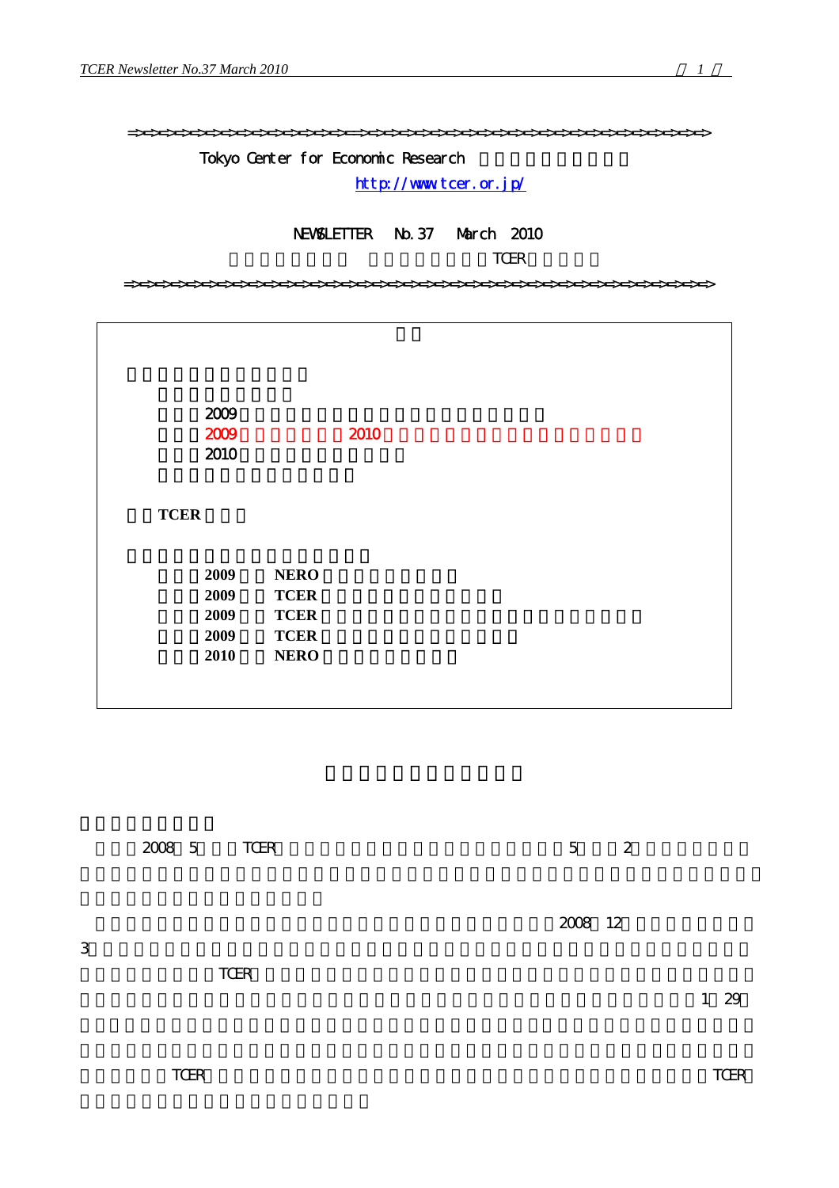=>=>=>=>=>=>=>=>=>=>=>=>=>=>=>=>=>=>=>=>=>=>=>=>=>=>=>=>=>=>=>=>=>=>=>=>=>=>=>=>=>=>=>=>=>=>=>=>=>=>=>

Tokyo Center for Economic Research

http://www.tcer.or.jp/

NEWSLETTER No.37 March 2010

TCER

=>=>=>=>=>=>=>=>=>=>=>=>=>=>=>=>=>=>=>=>=>=>=>=>=>=>=>=>=>=>=>=>=>=>=>=>=>=>=>=>=>=>=>=>=>=>=>=>=>=>=>

2009

2009 2010

2010

**TCER**

**2009 NERO**

**2009 TCER**

**2009 TCER**

**2009 TCER**

**2010 NERO**

2008 5 TCER 5 2

2008 12

3

TCER

1 29

TCER TCER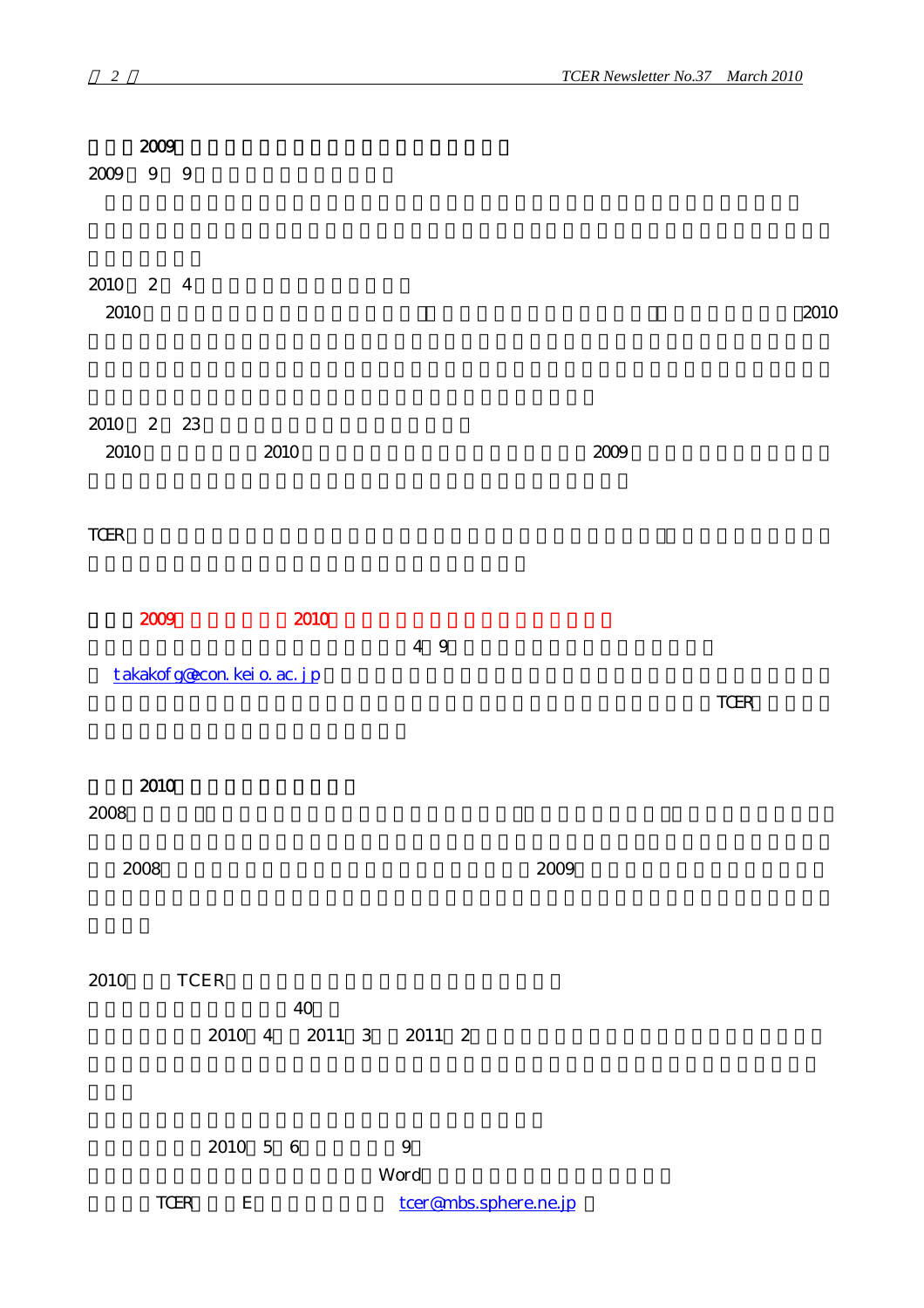2009

2009 9 9

2010 2 4

2010 2010

2010 2 23

2010 2010 2009

TCER

2009 2010

4 9

takakofg@econ.keio.ac.jp

TCER 2010

2010

2008

2008 2009

2010 TCER

40

2010 4 2011 3 2011 2

2010 5 6 9

Word

TCER E tcer@mbs.sphere.ne.jp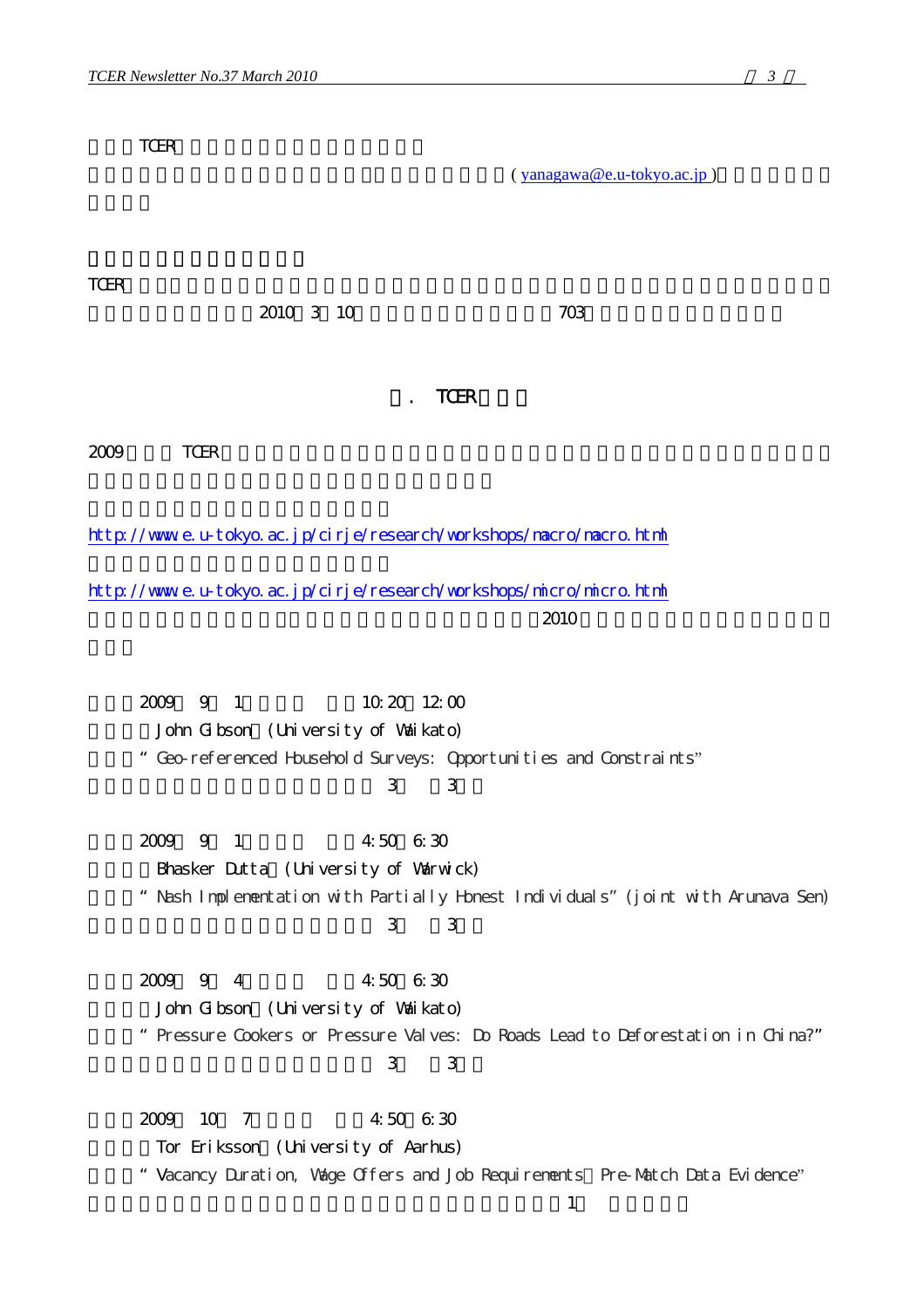TCER

( yanagawa@e.u-tokyo.ac.jp )

TCER

2010 3 10 703

## . TCER

2009 TCER

http://www.e.u-tokyo.ac.jp/cirje/research/workshops/macro/macro.html

http://www.e.u-tokyo.ac.jp/cirje/research/workshops/micro/micro.html

2010

2009 9 1 10:20 12:00

John Gibson (University of Waikato)

"Geo-referenced Household Surveys: Opportunities and Constraints"

3 3

2009 9 1 4:50 6:30

Bhasker Dutta (University of Warwick)

"Nash Implementation with Partially Honest Individuals" (joint with Arunava Sen)

3 3

2009 9 4 4:50 6:30

John Gibson (University of Waikato)

"Pressure Cookers or Pressure Valves: Do Roads Lead to Deforestation in China?"

3 3

2009 10 7 4:50 6:30

Tor Eriksson (University of Aarhus)

"Vacancy Duration, Wage Offers and Job Requirements Pre-Match Data Evidence"

1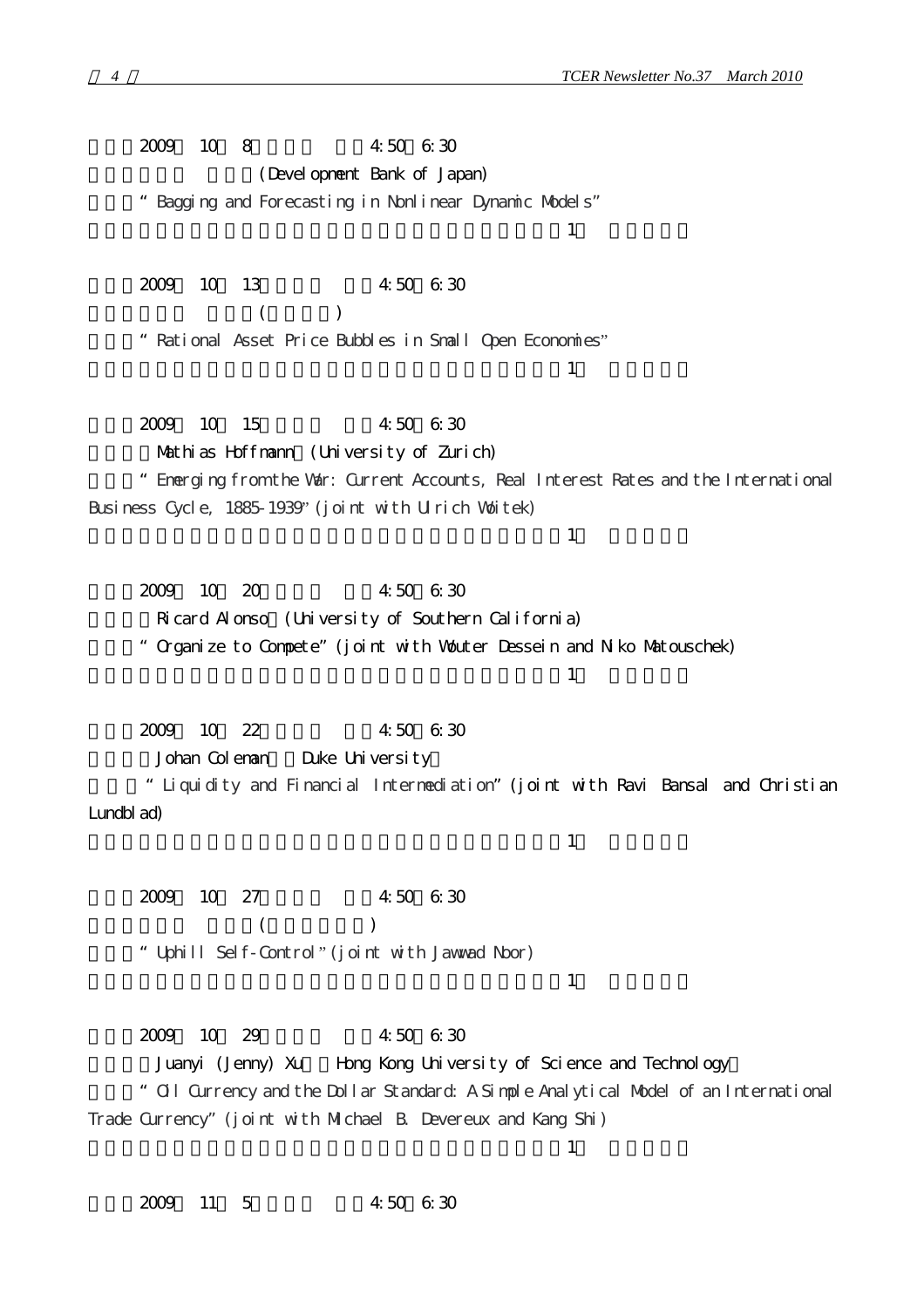2009 10 8 4:50 6:30

(Development Bank of Japan)

"Bagging and Forecasting in Nonlinear Dynamic Models"

1

2009 10 13 4:50 6:30

( )

"Rational Asset Price Bubbles in Small Open Economies"

1

2009 10 15 4:50 6:30

Mathias Hoffmann (University of Zurich)

"Emerging from the War: Current Accounts, Real Interest Rates and the International Business Cycle, 1885-1939" (joint with Ulrich Woitek)

1

2009 10 20 4:50 6:30

Ricard Alonso (University of Southern California)

"Organize to Compete" (joint with Wouter Dessein and Niko Matouschek)

1

2009 10 22 4:50 6:30

Johan Coleman Duke University

"Liquidity and Financial Intermediation" (joint with Ravi Bansal and Christian Lundblad)

1

2009 10 27 4:50 6:30

( )

"Uphill Self-Control" (joint with Jawwad Noor)

1

2009 10 29 4:50 6:30

Juanyi (Jenny) Xu Hong Kong University of Science and Technology

"Oil Currency and the Dollar Standard: A Simple Analytical Model of an International Trade Currency" (joint with Michael B. Devereux and Kang Shi)

1

2009 11 5 4:50 6:30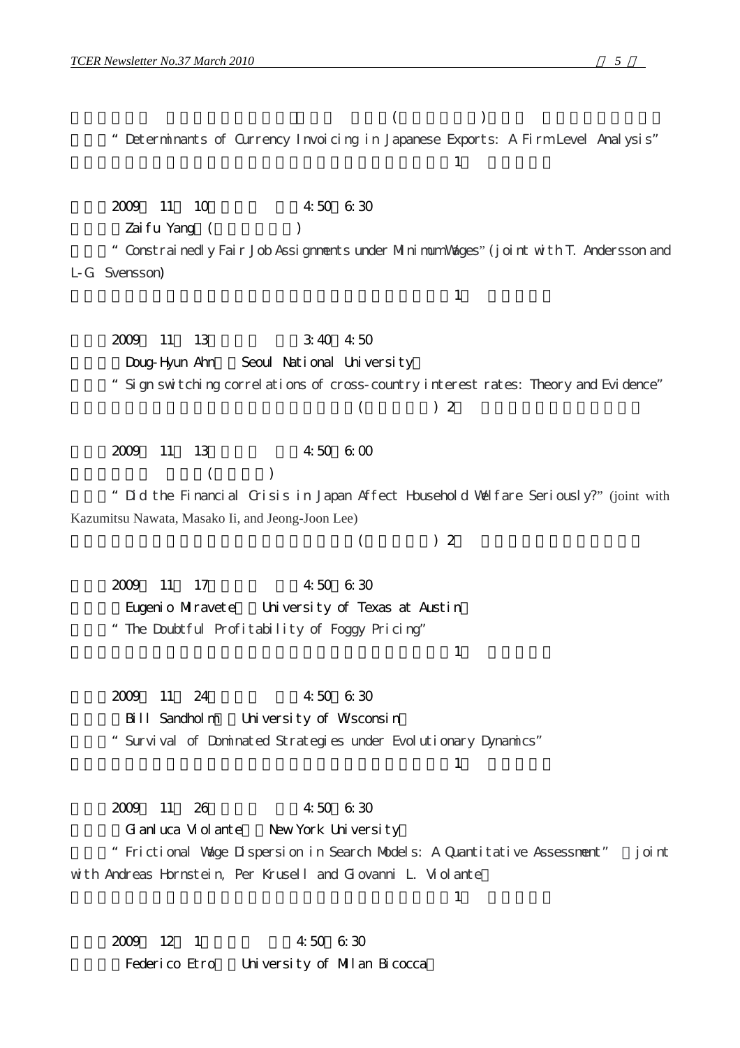( )

" Determinants of Currency Invoicing in Japanese Exports: A Firm Level Analysis"

1

2009 11 10 4:50 6:30

Zaifu Yang ( )

" Constrainedly Fair Job Assignments under Minimum Wages" (joint with T. Andersson and L-G. Svensson)

1

2009 11 13 3:40 4:50

Doug-Hyun Ahn Seoul National University

" Sign switching correlations of cross-country interest rates: Theory and Evidence"

( ) 2

2009 11 13 4:50 6:00

( )

" Did the Financial Crisis in Japan Affect Household Welfare Seriously?" (joint with Kazumitsu Nawata, Masako Ii, and Jeong-Joon Lee)

( ) 2

2009 11 17 4:50 6:30

Eugenio Miravete University of Texas at Austin

" The Doubtful Profitability of Foggy Pricing"

1

2009 11 24 4:50 6:30

Bill Sandholm University of Wisconsin

" Survival of Dominated Strategies under Evolutionary Dynamics"

1

2009 11 26 4:50 6:30

Gianluca Violante New York University

" Frictional Wage Dispersion in Search Models: A Quantitative Assessment" joint with Andreas Hornstein, Per Krusell and Giovanni L. Violante

1

2009 12 1 4:50 6:30

Federico Etro University of Milan Bicocca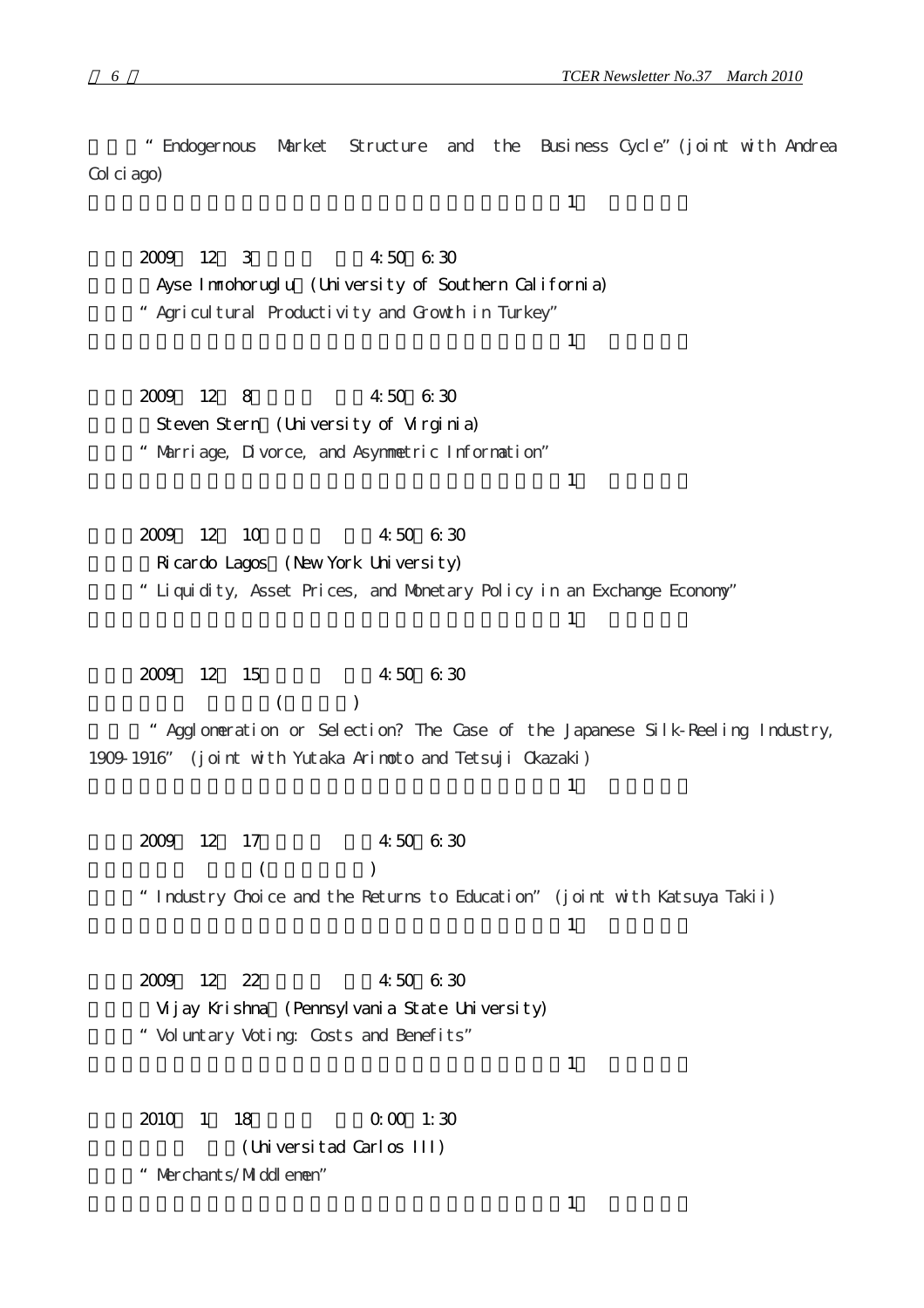"Endogernous Market Structure and the Business Cycle" (joint with Andrea Colciago)

1

2009 12 3 4:50 6:30

Ayse Imrohoruglu (University of Southern California)

"Agricultural Productivity and Growth in Turkey"

1

2009 12 8 4:50 6:30

Steven Stern (University of Virginia)

"Marriage, Divorce, and Asymmetric Information"

1

2009 12 10 4:50 6:30

Ricardo Lagos (New York University)

"Liquidity, Asset Prices, and Monetary Policy in an Exchange Economy"

1

2009 12 15 4:50 6:30

( )

"Agglomeration or Selection? The Case of the Japanese Silk-Reeling Industry, 1909-1916" (joint with Yutaka Arimoto and Tetsuji Okazaki)

1

2009 12 17 4:50 6:30

( )

"Industry Choice and the Returns to Education" (joint with Katsuya Takii)

1

2009 12 22 4:50 6:30

Vijay Krishna (Pennsylvania State University)

"Voluntary Voting: Costs and Benefits"

1

2010 1 18 0:00 1:30

(Universitad Carlos III)

"Merchants/Middlemen"

1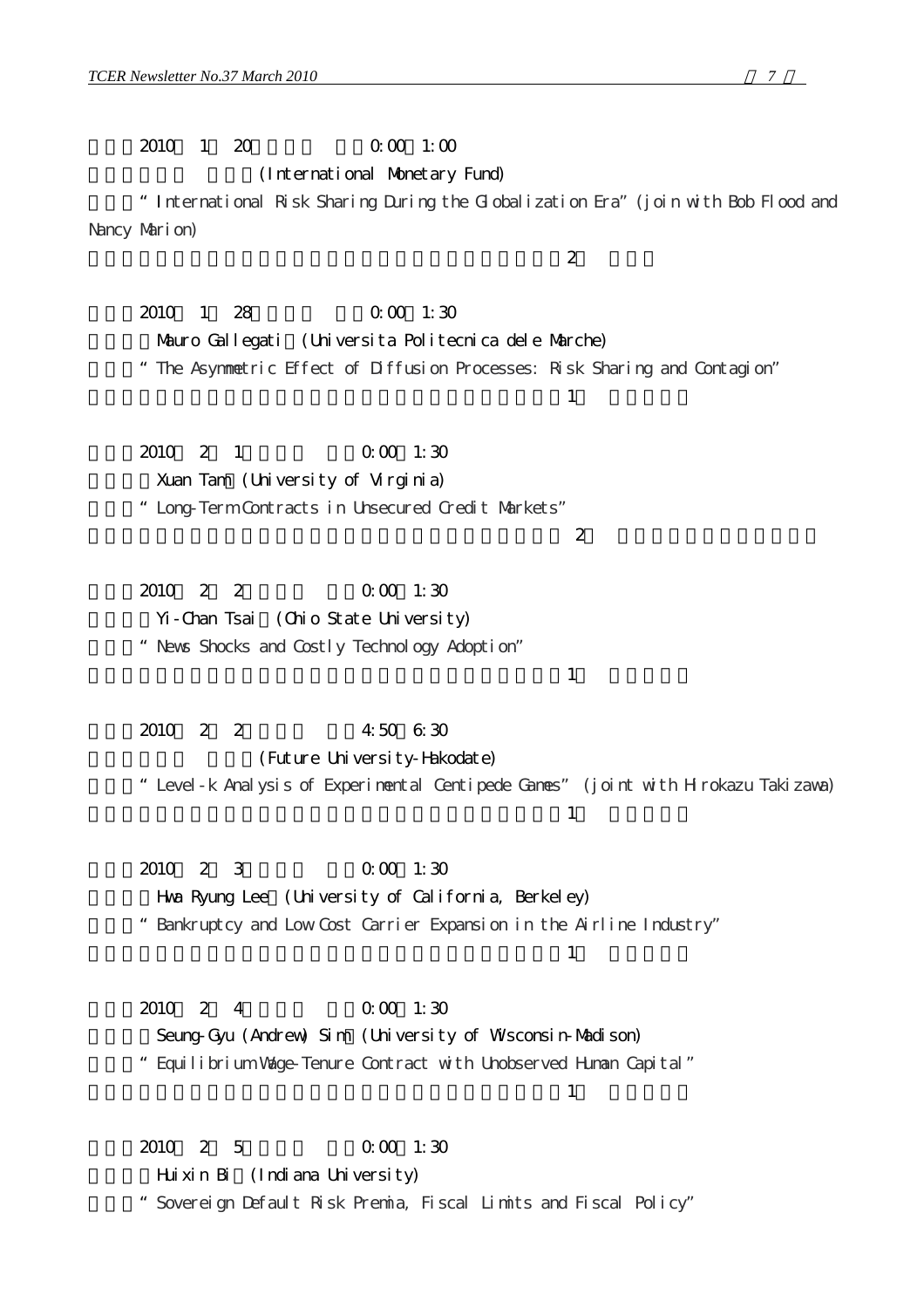2010 1 20 0:00 1:00

(International Monetary Fund)

"International Risk Sharing During the Globalization Era" (join with Bob Flood and Nancy Marion)

2

2010 1 28 0:00 1:30

Mauro Gallegati (Universita Politecnica dele Marche)

"The Asymmetric Effect of Diffusion Processes: Risk Sharing and Contagion"

1

2010 2 1 0:00 1:30

Xuan Tam (University of Virginia)

"Long-Term Contracts in Unsecured Credit Markets"

2

2010 2 2 0:00 1:30

Yi-Chan Tsai (Ohio State University)

"News Shocks and Costly Technology Adoption"

1

2010 2 2 4:50 6:30

(Future University-Hakodate)

"Level-k Analysis of Experimental Centipede Games" (joint with Hirokazu Takizawa)

1

2010 2 3 0:00 1:30

Hwa Ryung Lee (University of California, Berkeley)

"Bankruptcy and Low Cost Carrier Expansion in the Airline Industry"

1

2010 2 4 0:00 1:30

Seung-Gyu (Andrew) Sim (University of Wisconsin-Madison)

"Equilibrium Wage-Tenure Contract with Unobserved Human Capital"

1

2010 2 5 0:00 1:30

Huixin Bi (Indiana University)

"Sovereign Default Risk Premia, Fiscal Limits and Fiscal Policy"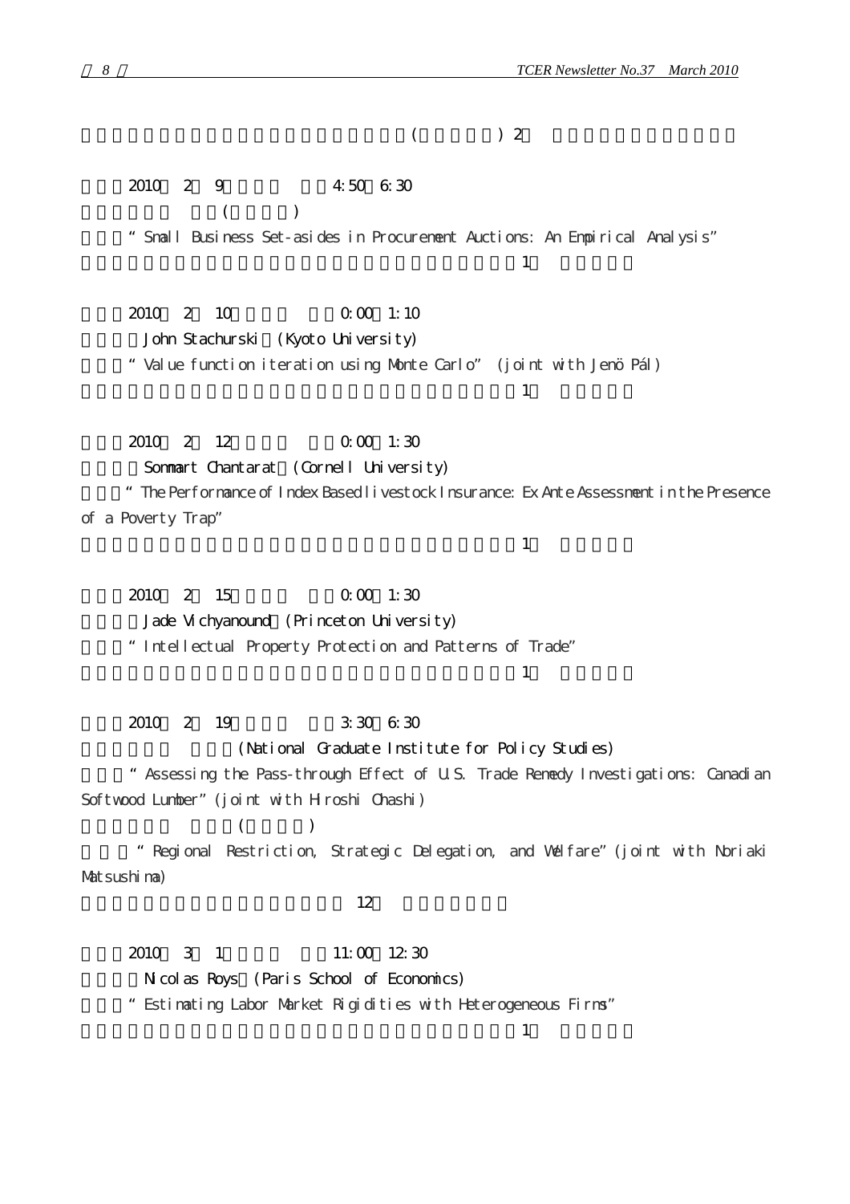( ) 2

2010 2 9 4:50 6:30

( )

"Small Business Set-asides in Procurement Auctions: An Empirical Analysis"

1

2010 2 10 0:00 1:10

John Stachurski (Kyoto University)

"Value function iteration using Monte Carlo" (joint with Jenö Pál)

1

2010 2 12 0:00 1:30

Sommart Chantarat (Cornell University)

"The Performance of Index Based livestock Insurance: Ex Ante Assessment in the Presence of a Poverty Trap"

1

2010 2 15 0:00 1:30

Jade Vichyanound (Princeton University)

"Intellectual Property Protection and Patterns of Trade"

1

2010 2 19 3:30 6:30

(National Graduate Institute for Policy Studies)

"Assessing the Pass-through Effect of U.S. Trade Remedy Investigations: Canadian Softwood Lumber" (joint with Hiroshi Ohashi)

( )

"Regional Restriction, Strategic Delegation, and Welfare" (joint with Noriaki Matsushima)

12

2010 3 1 11:00 12:30

Nicolas Roys (Paris School of Economics)

"Estimating Labor Market Rigidities with Heterogeneous Firms"

1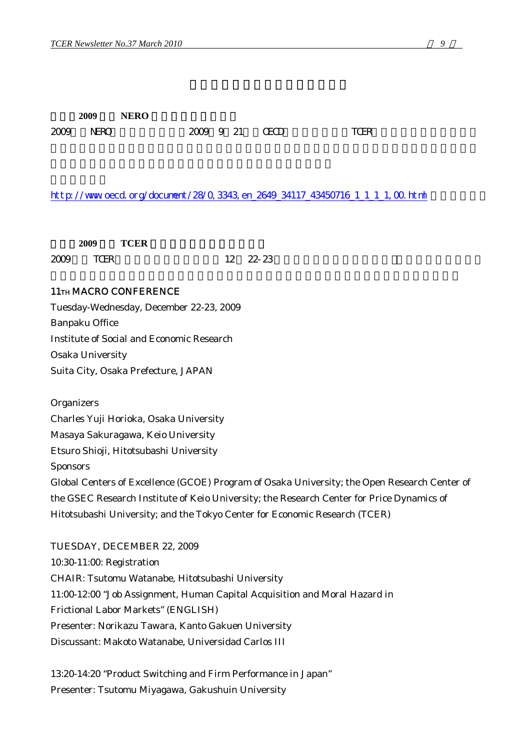**2009 NERO**

2009 NERO 2009 9 21 OECD TCER

http://www.oecd.org/document/28/0,3343,en_2649_34117_43450716_1_1_1_1,00.html

**2009 TCER**

2009 TCER 12 22-23

11TH MACRO CONFERENCE
Tuesday-Wednesday, December 22-23, 2009
Banpaku Office
Institute of Social and Economic Research
Osaka University
Suita City, Osaka Prefecture, JAPAN

Organizers
Charles Yuji Horioka, Osaka University
Masaya Sakuragawa, Keio University
Etsuro Shioji, Hitotsubashi University
Sponsors
Global Centers of Excellence (GCOE) Program of Osaka University; the Open Research Center of the GSEC Research Institute of Keio University; the Research Center for Price Dynamics of Hitotsubashi University; and the Tokyo Center for Economic Research (TCER)

TUESDAY, DECEMBER 22, 2009
10:30-11:00: Registration
CHAIR: Tsutomu Watanabe, Hitotsubashi University
11:00-12:00 "Job Assignment, Human Capital Acquisition and Moral Hazard in Frictional Labor Markets" (ENGLISH)
Presenter: Norikazu Tawara, Kanto Gakuen University
Discussant: Makoto Watanabe, Universidad Carlos III

13:20-14:20 "Product Switching and Firm Performance in Japan"
Presenter: Tsutomu Miyagawa, Gakushuin University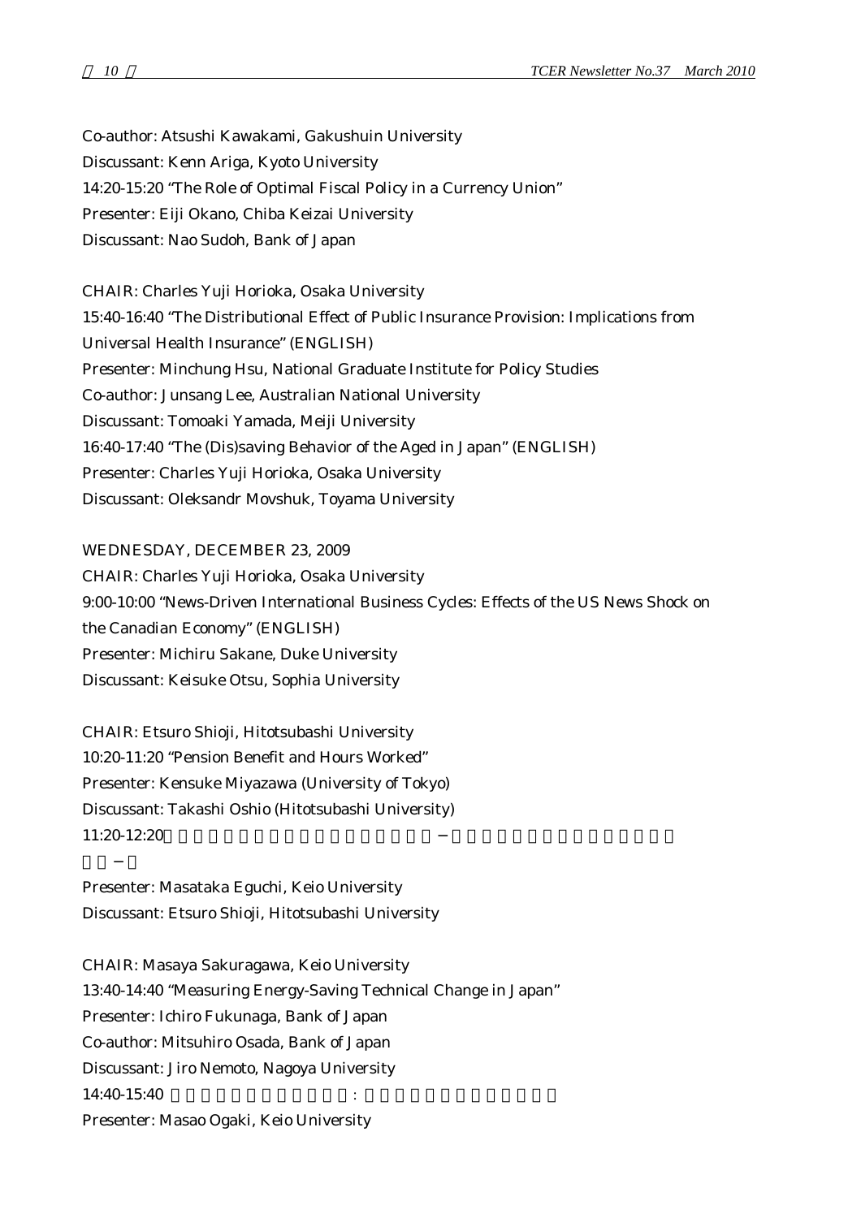Co-author: Atsushi Kawakami, Gakushuin University
Discussant: Kenn Ariga, Kyoto University
14:20-15:20 "The Role of Optimal Fiscal Policy in a Currency Union"
Presenter: Eiji Okano, Chiba Keizai University
Discussant: Nao Sudoh, Bank of Japan

CHAIR: Charles Yuji Horioka, Osaka University
15:40-16:40 "The Distributional Effect of Public Insurance Provision: Implications from Universal Health Insurance" (ENGLISH)
Presenter: Minchung Hsu, National Graduate Institute for Policy Studies
Co-author: Junsang Lee, Australian National University
Discussant: Tomoaki Yamada, Meiji University
16:40-17:40 "The (Dis)saving Behavior of the Aged in Japan" (ENGLISH)
Presenter: Charles Yuji Horioka, Osaka University
Discussant: Oleksandr Movshuk, Toyama University

WEDNESDAY, DECEMBER 23, 2009
CHAIR: Charles Yuji Horioka, Osaka University
9:00-10:00 "News-Driven International Business Cycles: Effects of the US News Shock on the Canadian Economy" (ENGLISH)
Presenter: Michiru Sakane, Duke University
Discussant: Keisuke Otsu, Sophia University

CHAIR: Etsuro Shioji, Hitotsubashi University
10:20-11:20 "Pension Benefit and Hours Worked"
Presenter: Kensuke Miyazawa (University of Tokyo)
Discussant: Takashi Oshio (Hitotsubashi University)
11:20-12:20
Presenter: Masataka Eguchi, Keio University
Discussant: Etsuro Shioji, Hitotsubashi University

CHAIR: Masaya Sakuragawa, Keio University
13:40-14:40 "Measuring Energy-Saving Technical Change in Japan"
Presenter: Ichiro Fukunaga, Bank of Japan
Co-author: Mitsuhiro Osada, Bank of Japan
Discussant: Jiro Nemoto, Nagoya University
14:40-15:40
Presenter: Masao Ogaki, Keio University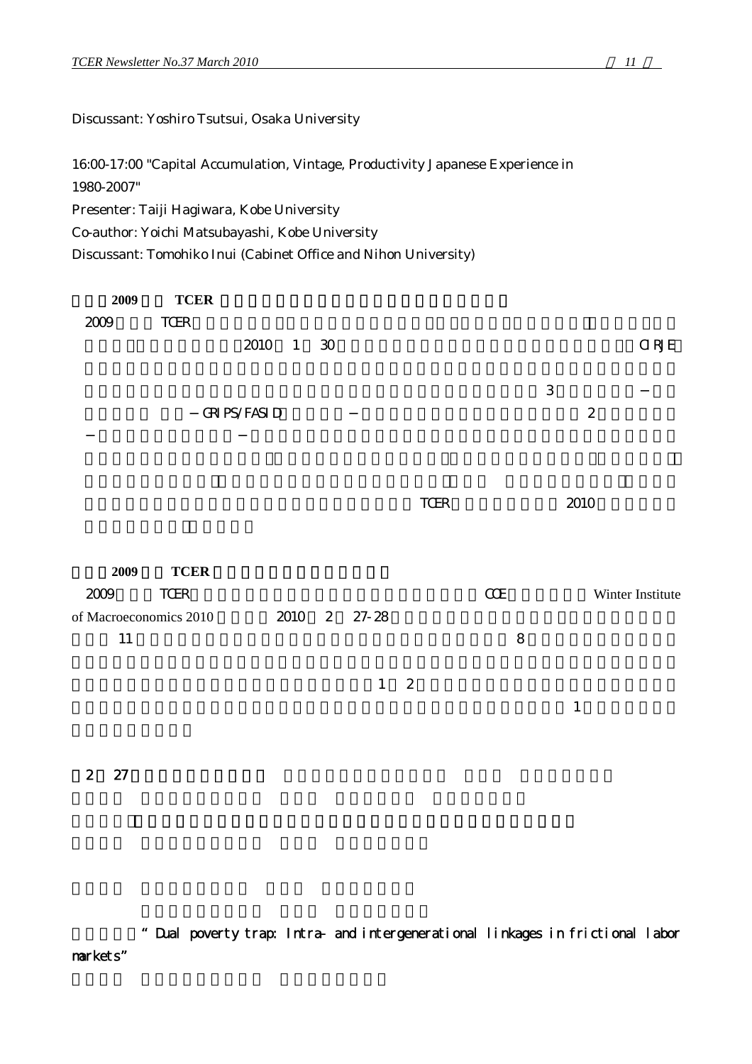Discussant: Yoshiro Tsutsui, Osaka University

16:00-17:00 "Capital Accumulation, Vintage, Productivity Japanese Experience in 1980-2007"

Presenter: Taiji Hagiwara, Kobe University

Co-author: Yoichi Matsubayashi, Kobe University

Discussant: Tomohiko Inui (Cabinet Office and Nihon University)

**2009 TCER**

2009 TCER

2010 1 30 CIRJE

3 −

−GRIPS/FASID −

2

− −

TCER 2010

**2009 TCER**

2009 TCER COE Winter Institute of Macroeconomics 2010 2010 2 27-28

11 8

1 2

1

2 27

“Dual poverty trap: Intra- and intergenerational linkages in frictional labor markets”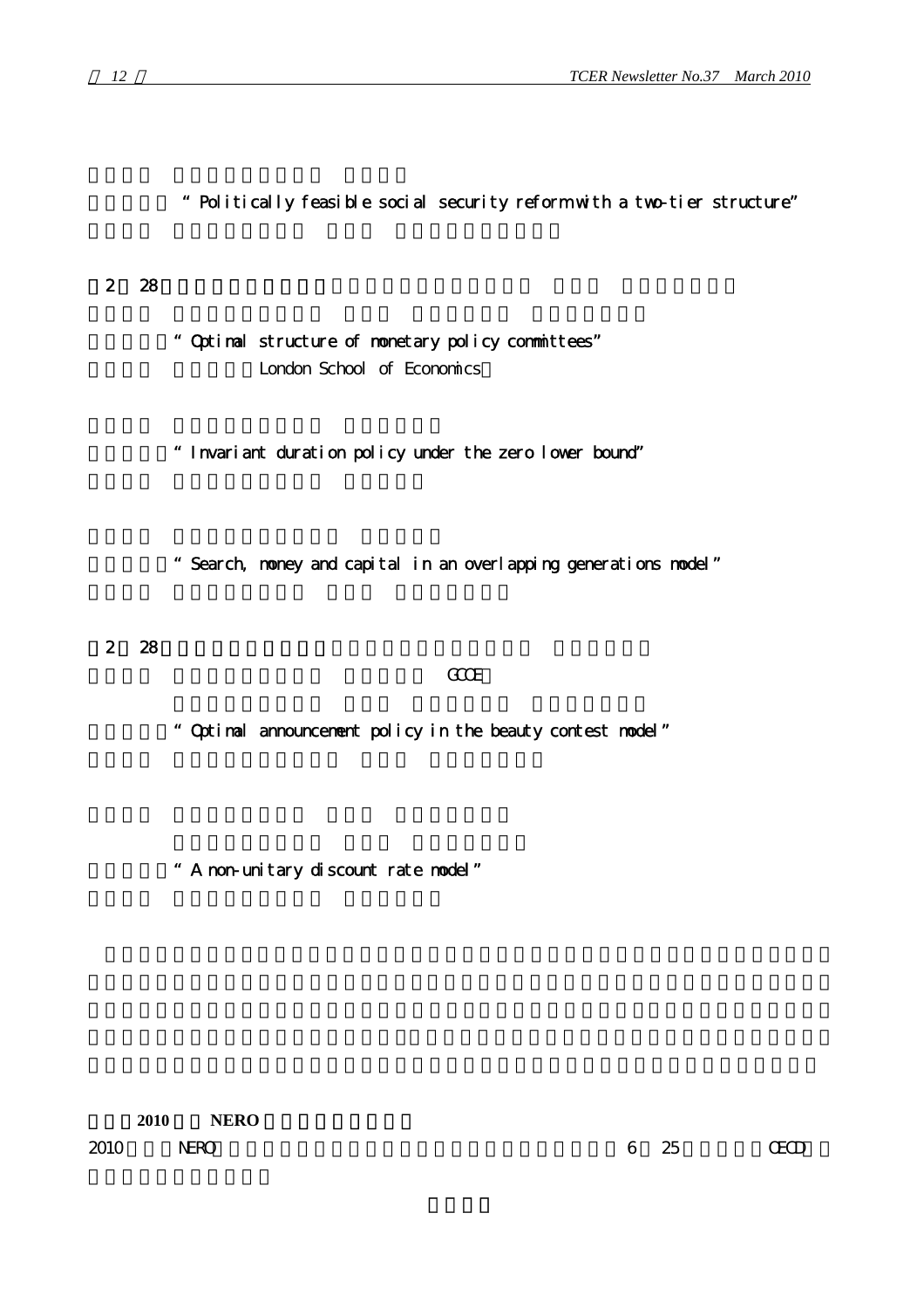"Politically feasible social security reform with a two-tier structure"

2 28

"Optimal structure of monetary policy committees"

London School of Economics

"Invariant duration policy under the zero lower bound"

"Search, money and capital in an overlapping generations model"

2 28

GCOE

"Optimal announcement policy in the beauty contest model"

"A non-unitary discount rate model"

**2010 NERO**

2010 NERO 6 25 OECD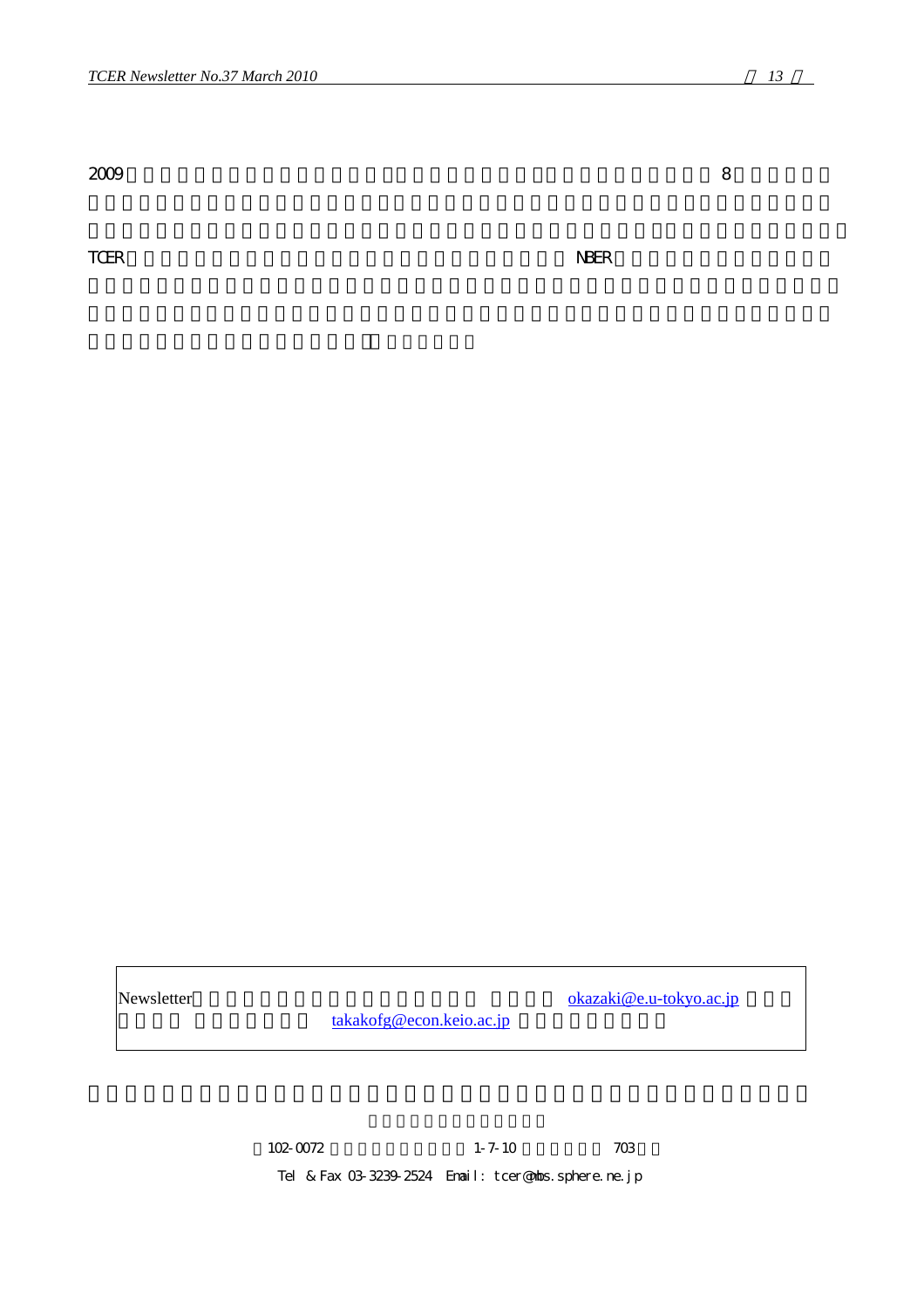2009 8

TCER NBER

Newsletter okazaki@e.u-tokyo.ac.jp

takakofg@econ.keio.ac.jp

102-0072 1-7-10 703

Tel & Fax 03-3239-2524 Email: tcer@mbs.sphere.ne.jp